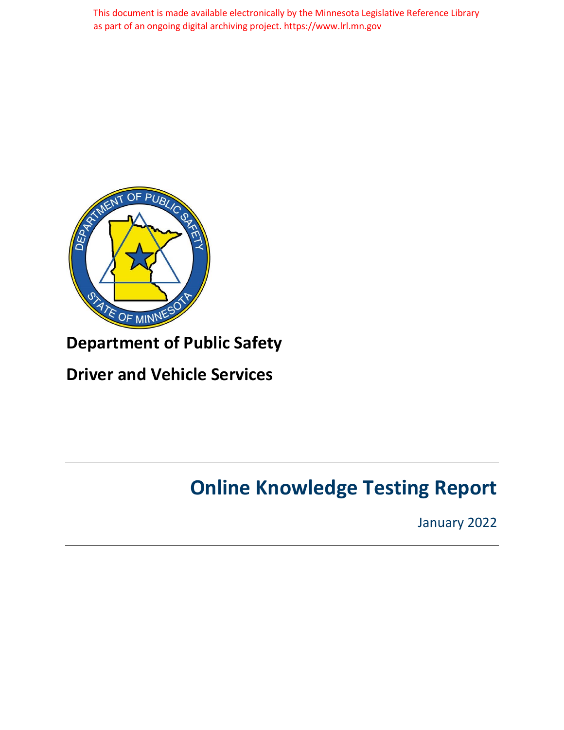This document is made available electronically by the Minnesota Legislative Reference Library as part of an ongoing digital archiving project. https://www.lrl.mn.gov

**Department of Public Safety**

**Driver and Vehicle Services**

# Online Knowledge Testing Report

January 2022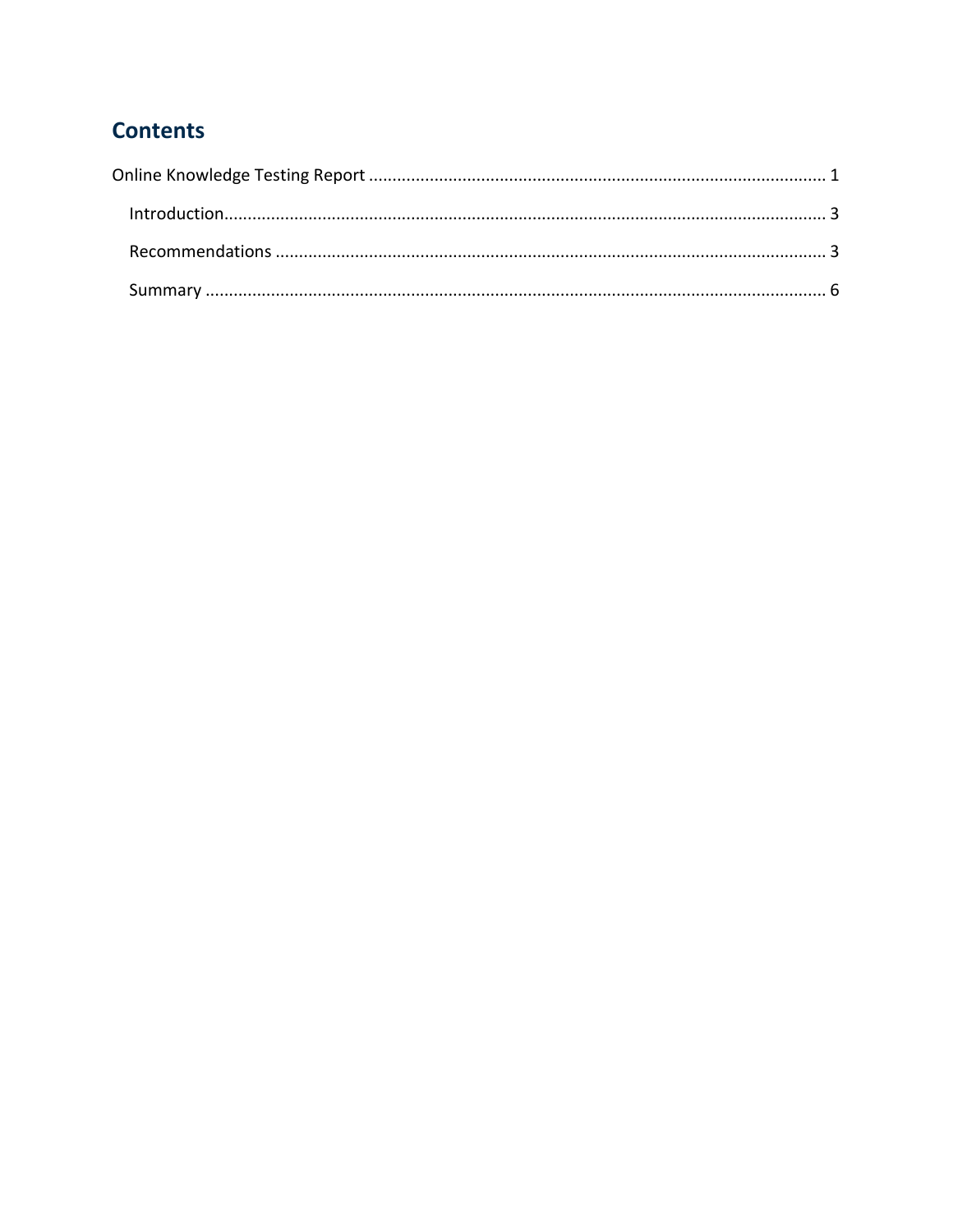# Contents

Online Knowledge Testing Report ........................................................................................ 1

- Introduction........................................................................................................................ 3
- Recommendations ............................................................................................................. 3
- Summary ............................................................................................................................ 6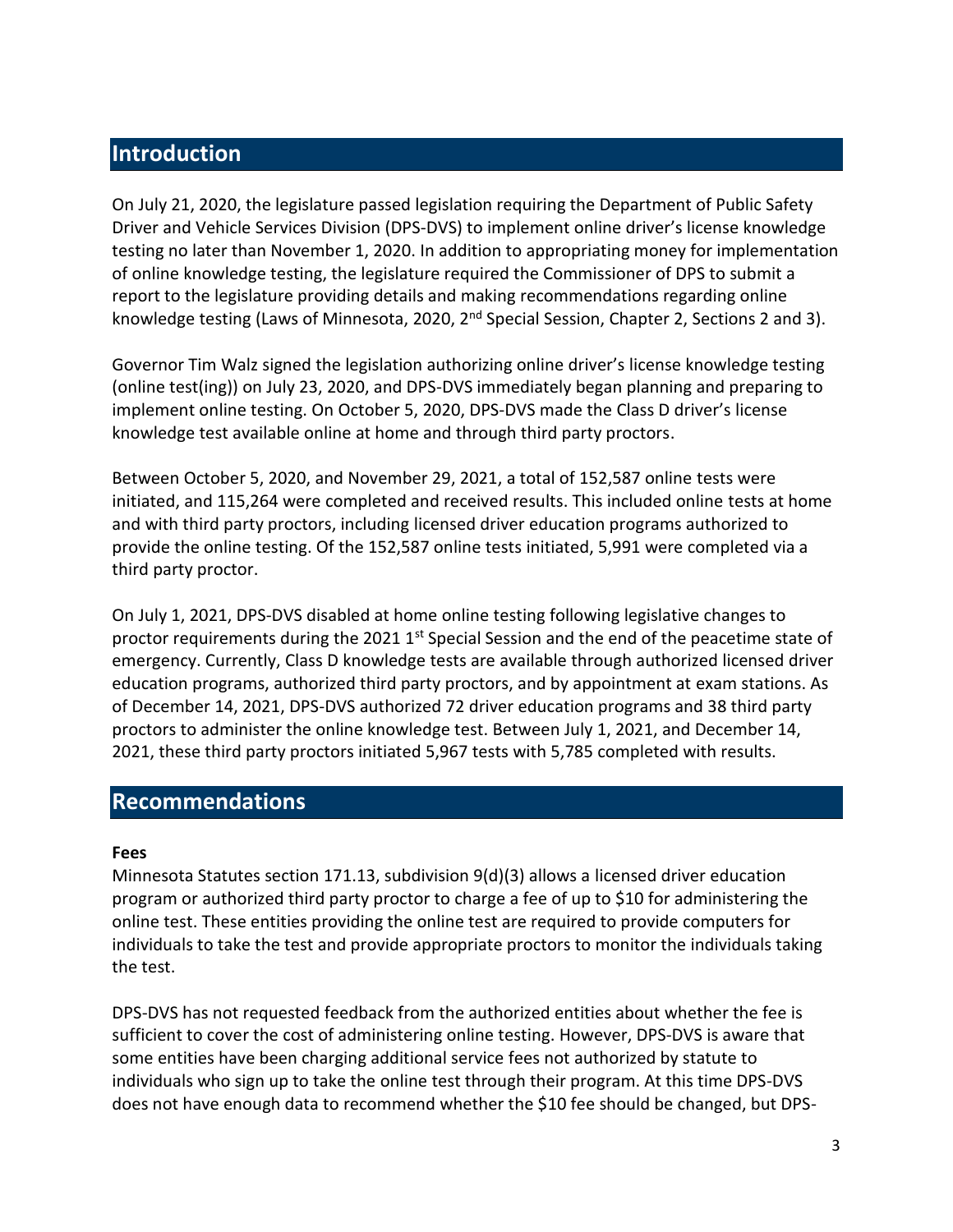## Introduction

On July 21, 2020, the legislature passed legislation requiring the Department of Public Safety Driver and Vehicle Services Division (DPS-DVS) to implement online driver's license knowledge testing no later than November 1, 2020. In addition to appropriating money for implementation of online knowledge testing, the legislature required the Commissioner of DPS to submit a report to the legislature providing details and making recommendations regarding online knowledge testing (Laws of Minnesota, 2020, 2nd Special Session, Chapter 2, Sections 2 and 3).

Governor Tim Walz signed the legislation authorizing online driver's license knowledge testing (online test(ing)) on July 23, 2020, and DPS-DVS immediately began planning and preparing to implement online testing. On October 5, 2020, DPS-DVS made the Class D driver's license knowledge test available online at home and through third party proctors.

Between October 5, 2020, and November 29, 2021, a total of 152,587 online tests were initiated, and 115,264 were completed and received results. This included online tests at home and with third party proctors, including licensed driver education programs authorized to provide the online testing. Of the 152,587 online tests initiated, 5,991 were completed via a third party proctor.

On July 1, 2021, DPS-DVS disabled at home online testing following legislative changes to proctor requirements during the 2021 1st Special Session and the end of the peacetime state of emergency. Currently, Class D knowledge tests are available through authorized licensed driver education programs, authorized third party proctors, and by appointment at exam stations. As of December 14, 2021, DPS-DVS authorized 72 driver education programs and 38 third party proctors to administer the online knowledge test. Between July 1, 2021, and December 14, 2021, these third party proctors initiated 5,967 tests with 5,785 completed with results.

## Recommendations

**Fees**

Minnesota Statutes section 171.13, subdivision 9(d)(3) allows a licensed driver education program or authorized third party proctor to charge a fee of up to $10 for administering the online test. These entities providing the online test are required to provide computers for individuals to take the test and provide appropriate proctors to monitor the individuals taking the test.

DPS-DVS has not requested feedback from the authorized entities about whether the fee is sufficient to cover the cost of administering online testing. However, DPS-DVS is aware that some entities have been charging additional service fees not authorized by statute to individuals who sign up to take the online test through their program. At this time DPS-DVS does not have enough data to recommend whether the $10 fee should be changed, but DPS-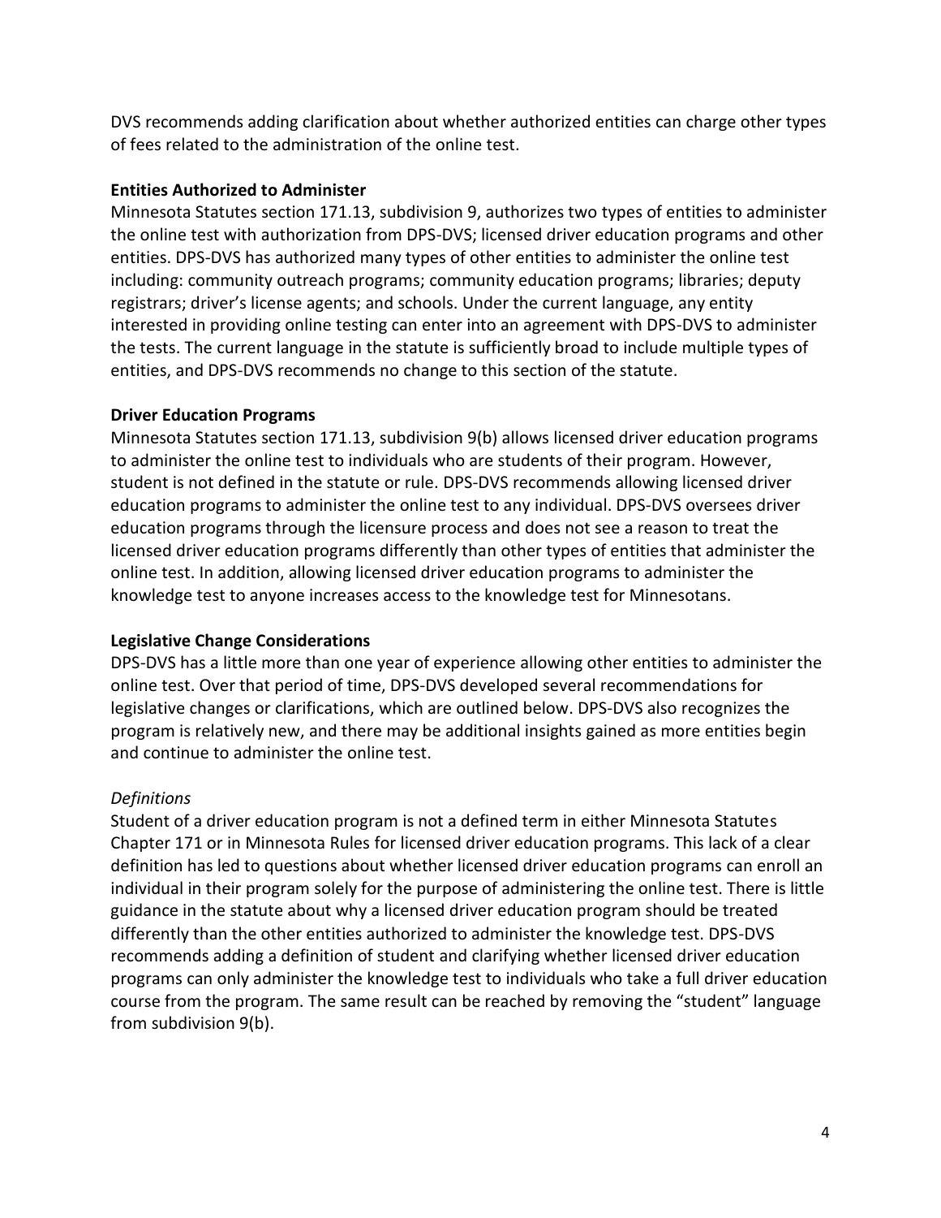DVS recommends adding clarification about whether authorized entities can charge other types of fees related to the administration of the online test.

**Entities Authorized to Administer**

Minnesota Statutes section 171.13, subdivision 9, authorizes two types of entities to administer the online test with authorization from DPS-DVS; licensed driver education programs and other entities. DPS-DVS has authorized many types of other entities to administer the online test including: community outreach programs; community education programs; libraries; deputy registrars; driver's license agents; and schools. Under the current language, any entity interested in providing online testing can enter into an agreement with DPS-DVS to administer the tests. The current language in the statute is sufficiently broad to include multiple types of entities, and DPS-DVS recommends no change to this section of the statute.

**Driver Education Programs**

Minnesota Statutes section 171.13, subdivision 9(b) allows licensed driver education programs to administer the online test to individuals who are students of their program. However, student is not defined in the statute or rule. DPS-DVS recommends allowing licensed driver education programs to administer the online test to any individual. DPS-DVS oversees driver education programs through the licensure process and does not see a reason to treat the licensed driver education programs differently than other types of entities that administer the online test. In addition, allowing licensed driver education programs to administer the knowledge test to anyone increases access to the knowledge test for Minnesotans.

**Legislative Change Considerations**

DPS-DVS has a little more than one year of experience allowing other entities to administer the online test. Over that period of time, DPS-DVS developed several recommendations for legislative changes or clarifications, which are outlined below. DPS-DVS also recognizes the program is relatively new, and there may be additional insights gained as more entities begin and continue to administer the online test.

*Definitions*

Student of a driver education program is not a defined term in either Minnesota Statutes Chapter 171 or in Minnesota Rules for licensed driver education programs. This lack of a clear definition has led to questions about whether licensed driver education programs can enroll an individual in their program solely for the purpose of administering the online test. There is little guidance in the statute about why a licensed driver education program should be treated differently than the other entities authorized to administer the knowledge test. DPS-DVS recommends adding a definition of student and clarifying whether licensed driver education programs can only administer the knowledge test to individuals who take a full driver education course from the program. The same result can be reached by removing the "student" language from subdivision 9(b).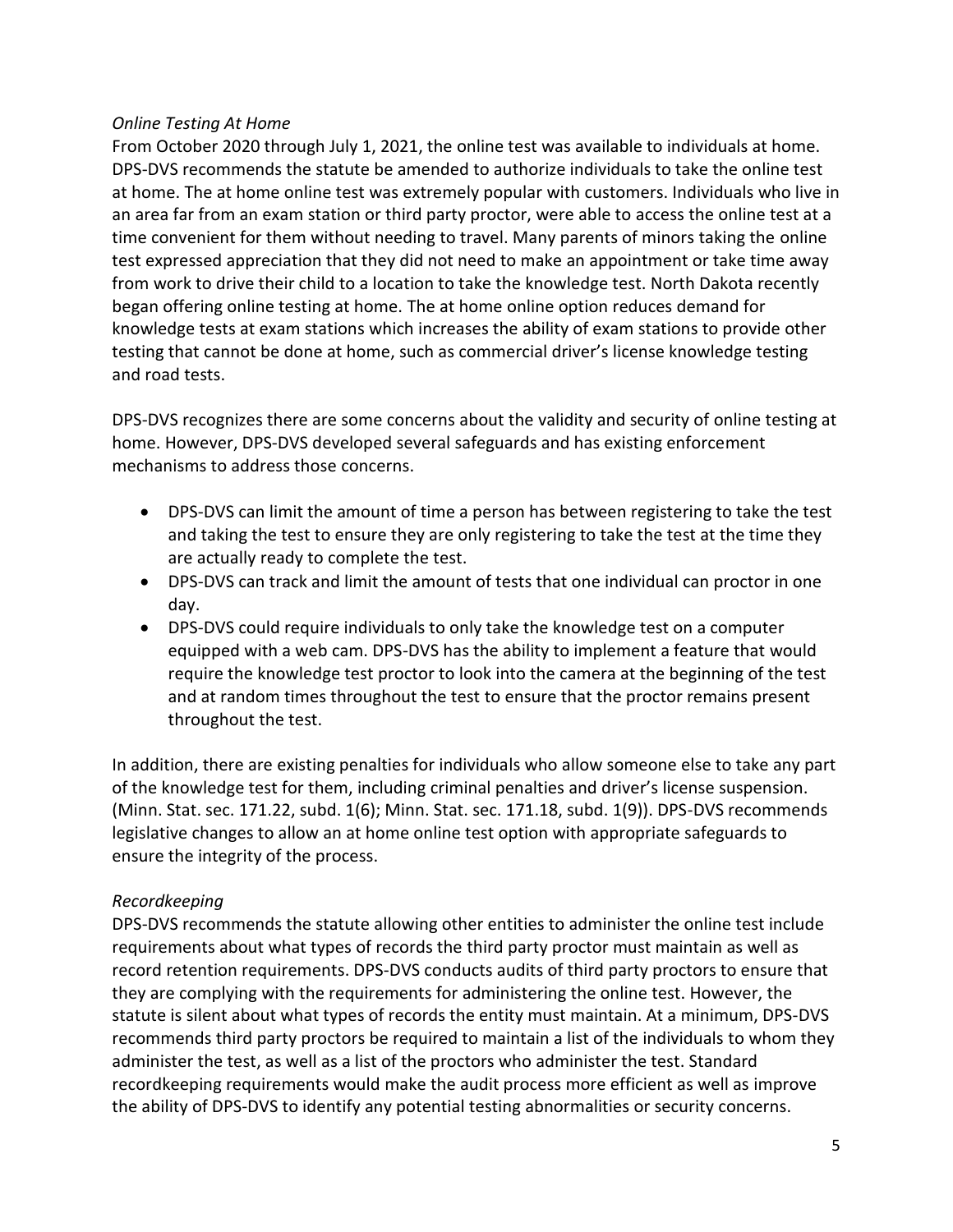*Online Testing At Home*

From October 2020 through July 1, 2021, the online test was available to individuals at home. DPS-DVS recommends the statute be amended to authorize individuals to take the online test at home. The at home online test was extremely popular with customers. Individuals who live in an area far from an exam station or third party proctor, were able to access the online test at a time convenient for them without needing to travel. Many parents of minors taking the online test expressed appreciation that they did not need to make an appointment or take time away from work to drive their child to a location to take the knowledge test. North Dakota recently began offering online testing at home. The at home online option reduces demand for knowledge tests at exam stations which increases the ability of exam stations to provide other testing that cannot be done at home, such as commercial driver's license knowledge testing and road tests.

DPS-DVS recognizes there are some concerns about the validity and security of online testing at home. However, DPS-DVS developed several safeguards and has existing enforcement mechanisms to address those concerns.

- DPS-DVS can limit the amount of time a person has between registering to take the test and taking the test to ensure they are only registering to take the test at the time they are actually ready to complete the test.
- DPS-DVS can track and limit the amount of tests that one individual can proctor in one day.
- DPS-DVS could require individuals to only take the knowledge test on a computer equipped with a web cam. DPS-DVS has the ability to implement a feature that would require the knowledge test proctor to look into the camera at the beginning of the test and at random times throughout the test to ensure that the proctor remains present throughout the test.

In addition, there are existing penalties for individuals who allow someone else to take any part of the knowledge test for them, including criminal penalties and driver's license suspension. (Minn. Stat. sec. 171.22, subd. 1(6); Minn. Stat. sec. 171.18, subd. 1(9)). DPS-DVS recommends legislative changes to allow an at home online test option with appropriate safeguards to ensure the integrity of the process.

*Recordkeeping*

DPS-DVS recommends the statute allowing other entities to administer the online test include requirements about what types of records the third party proctor must maintain as well as record retention requirements. DPS-DVS conducts audits of third party proctors to ensure that they are complying with the requirements for administering the online test. However, the statute is silent about what types of records the entity must maintain. At a minimum, DPS-DVS recommends third party proctors be required to maintain a list of the individuals to whom they administer the test, as well as a list of the proctors who administer the test. Standard recordkeeping requirements would make the audit process more efficient as well as improve the ability of DPS-DVS to identify any potential testing abnormalities or security concerns.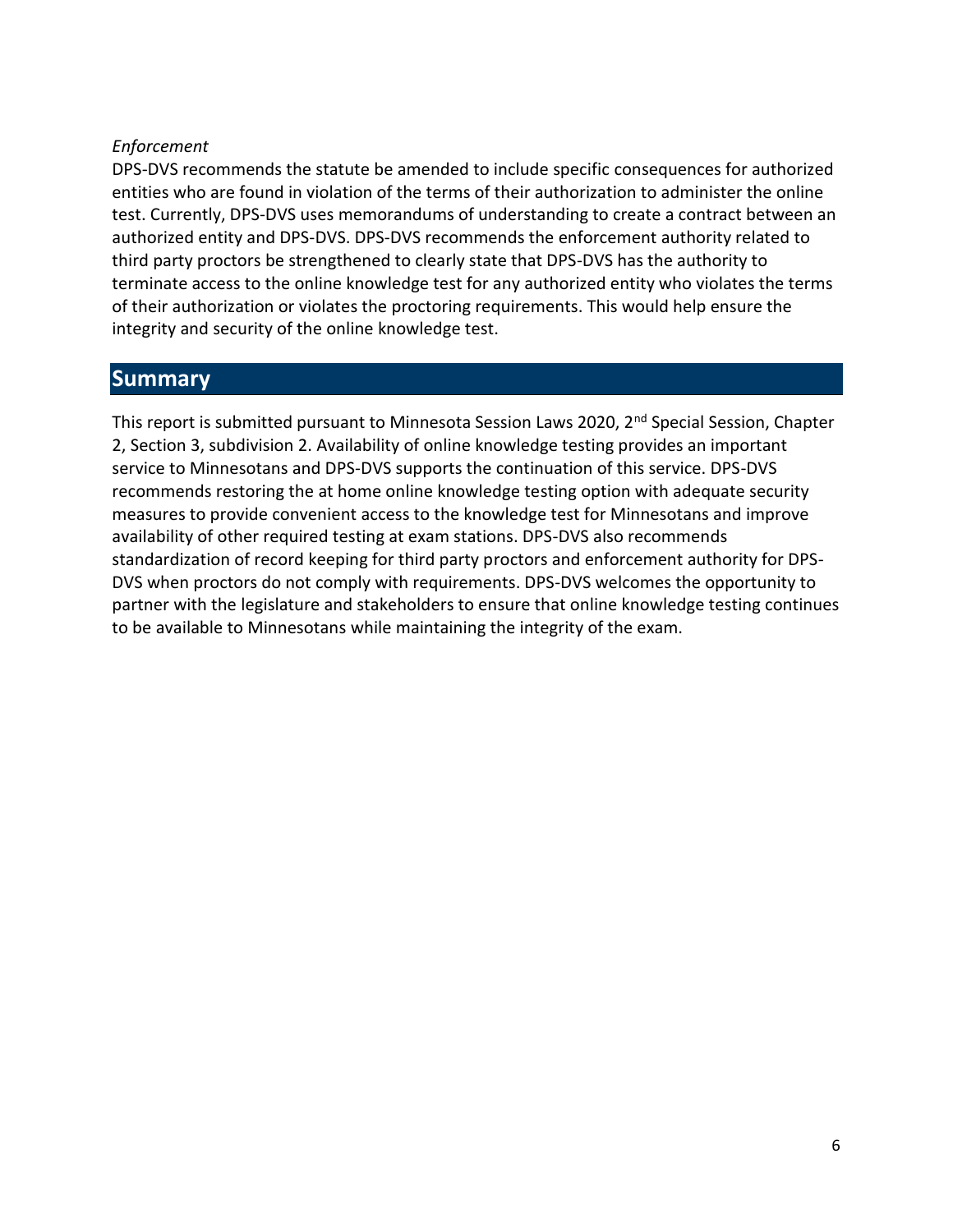*Enforcement*

DPS-DVS recommends the statute be amended to include specific consequences for authorized entities who are found in violation of the terms of their authorization to administer the online test. Currently, DPS-DVS uses memorandums of understanding to create a contract between an authorized entity and DPS-DVS. DPS-DVS recommends the enforcement authority related to third party proctors be strengthened to clearly state that DPS-DVS has the authority to terminate access to the online knowledge test for any authorized entity who violates the terms of their authorization or violates the proctoring requirements. This would help ensure the integrity and security of the online knowledge test.

## Summary

This report is submitted pursuant to Minnesota Session Laws 2020, 2nd Special Session, Chapter 2, Section 3, subdivision 2. Availability of online knowledge testing provides an important service to Minnesotans and DPS-DVS supports the continuation of this service. DPS-DVS recommends restoring the at home online knowledge testing option with adequate security measures to provide convenient access to the knowledge test for Minnesotans and improve availability of other required testing at exam stations. DPS-DVS also recommends standardization of record keeping for third party proctors and enforcement authority for DPS-DVS when proctors do not comply with requirements. DPS-DVS welcomes the opportunity to partner with the legislature and stakeholders to ensure that online knowledge testing continues to be available to Minnesotans while maintaining the integrity of the exam.